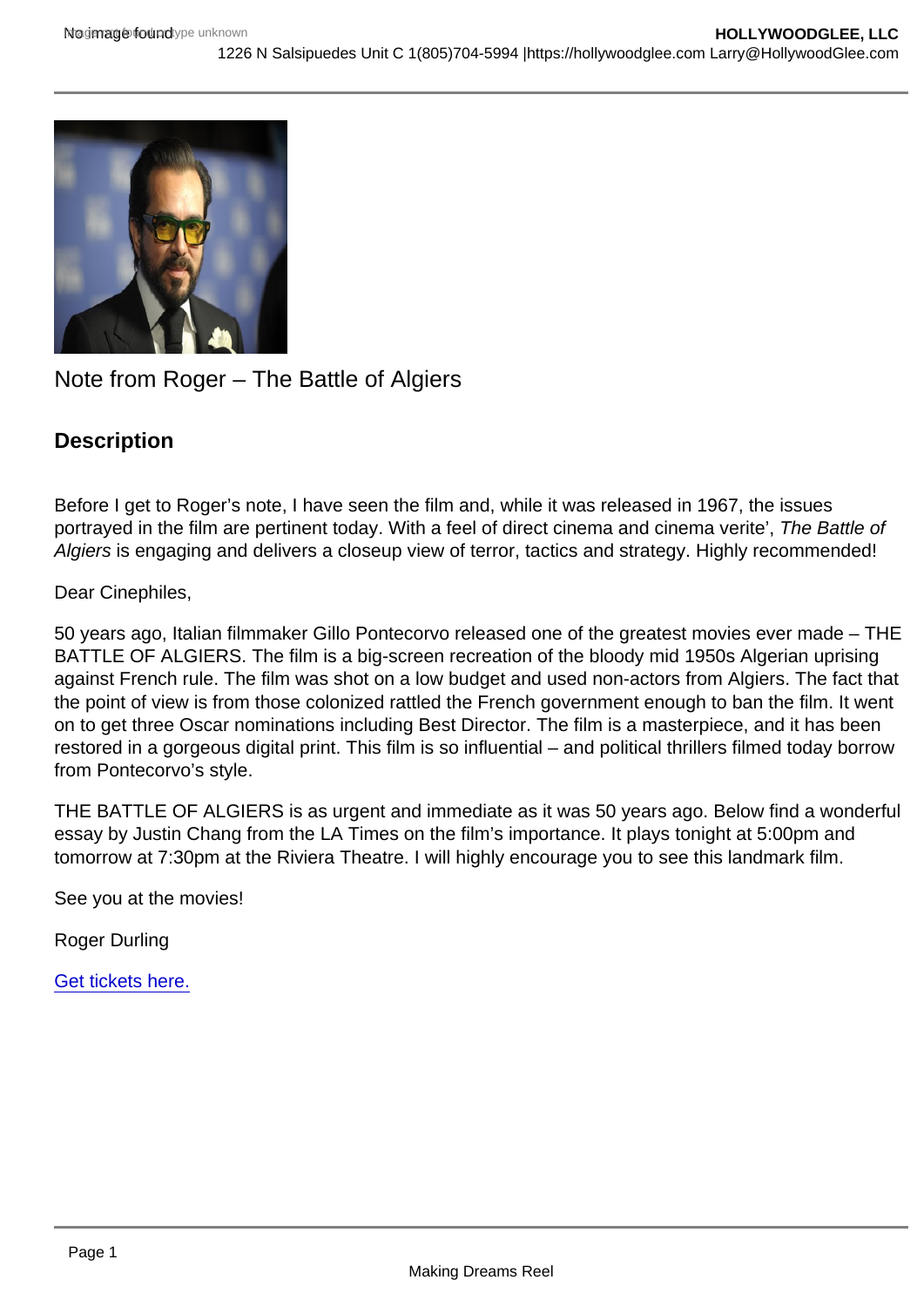Note from Roger – The Battle of Algiers

## Description

Before I get to Roger's note, I have seen the film and, while it was released in 1967, the issues portrayed in the film are pertinent today. With a feel of direct cinema and cinema verite', *The Battle of Algiers* is engaging and delivers a closeup view of terror, tactics and strategy. Highly recommended!

Dear Cinephiles,

50 years ago, Italian filmmaker Gillo Pontecorvo released one of the greatest movies ever made – THE BATTLE OF ALGIERS. The film is a big-screen recreation of the bloody mid 1950s Algerian uprising against French rule. The film was shot on a low budget and used non-actors from Algiers. The fact that the point of view is from those colonized rattled the French government enough to ban the film. It went on to get three Oscar nominations including Best Director. The film is a masterpiece, and it has been restored in a gorgeous digital print. This film is so influential – and political thrillers filmed today borrow from Pontecorvo's style.

THE BATTLE OF ALGIERS is as urgent and immediate as it was 50 years ago. Below find a wonderful essay by Justin Chang from the LA Times on the film's importance. It plays tonight at 5:00pm and tomorrow at 7:30pm at the Riviera Theatre. I will highly encourage you to see this landmark film.

See you at the movies!

Roger Durling

Get tickets here.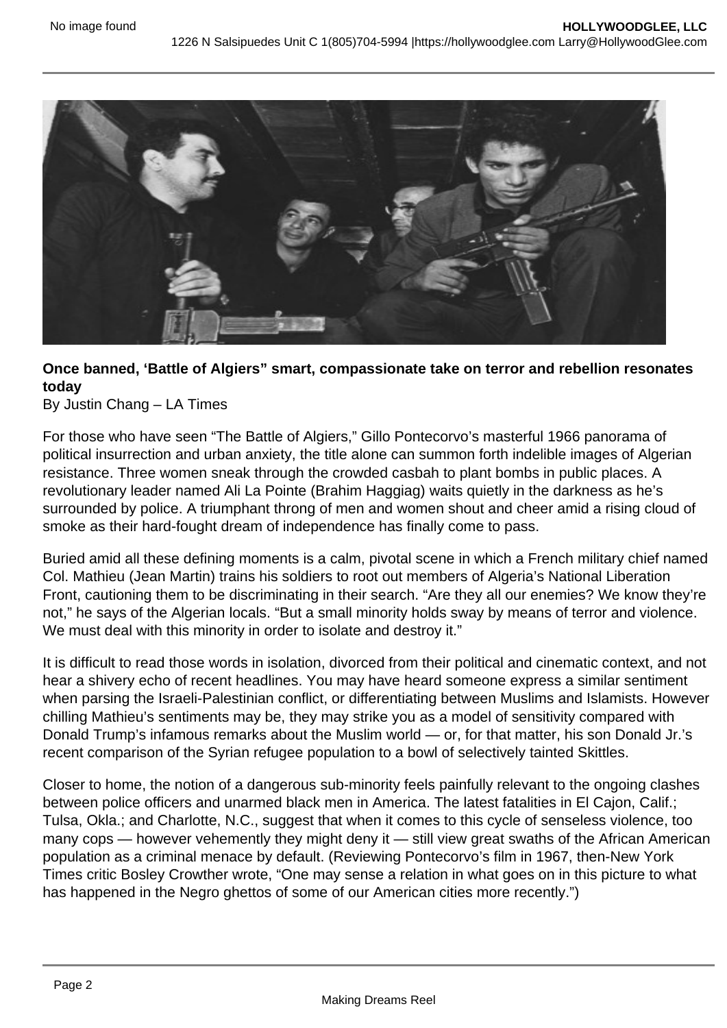**Once banned, 'Battle of Algiers" smart, compassionate take on terror and rebellion resonates today**

By Justin Chang – LA Times

For those who have seen "The Battle of Algiers," Gillo Pontecorvo's masterful 1966 panorama of political insurrection and urban anxiety, the title alone can summon forth indelible images of Algerian resistance. Three women sneak through the crowded casbah to plant bombs in public places. A revolutionary leader named Ali La Pointe (Brahim Haggiag) waits quietly in the darkness as he's surrounded by police. A triumphant throng of men and women shout and cheer amid a rising cloud of smoke as their hard-fought dream of independence has finally come to pass.

Buried amid all these defining moments is a calm, pivotal scene in which a French military chief named Col. Mathieu (Jean Martin) trains his soldiers to root out members of Algeria's National Liberation Front, cautioning them to be discriminating in their search. "Are they all our enemies? We know they're not," he says of the Algerian locals. "But a small minority holds sway by means of terror and violence. We must deal with this minority in order to isolate and destroy it."

It is difficult to read those words in isolation, divorced from their political and cinematic context, and not hear a shivery echo of recent headlines. You may have heard someone express a similar sentiment when parsing the Israeli-Palestinian conflict, or differentiating between Muslims and Islamists. However chilling Mathieu's sentiments may be, they may strike you as a model of sensitivity compared with Donald Trump's infamous remarks about the Muslim world — or, for that matter, his son Donald Jr.'s recent comparison of the Syrian refugee population to a bowl of selectively tainted Skittles.

Closer to home, the notion of a dangerous sub-minority feels painfully relevant to the ongoing clashes between police officers and unarmed black men in America. The latest fatalities in El Cajon, Calif.; Tulsa, Okla.; and Charlotte, N.C., suggest that when it comes to this cycle of senseless violence, too many cops — however vehemently they might deny it — still view great swaths of the African American population as a criminal menace by default. (Reviewing Pontecorvo's film in 1967, then-New York Times critic Bosley Crowther wrote, "One may sense a relation in what goes on in this picture to what has happened in the Negro ghettos of some of our American cities more recently.")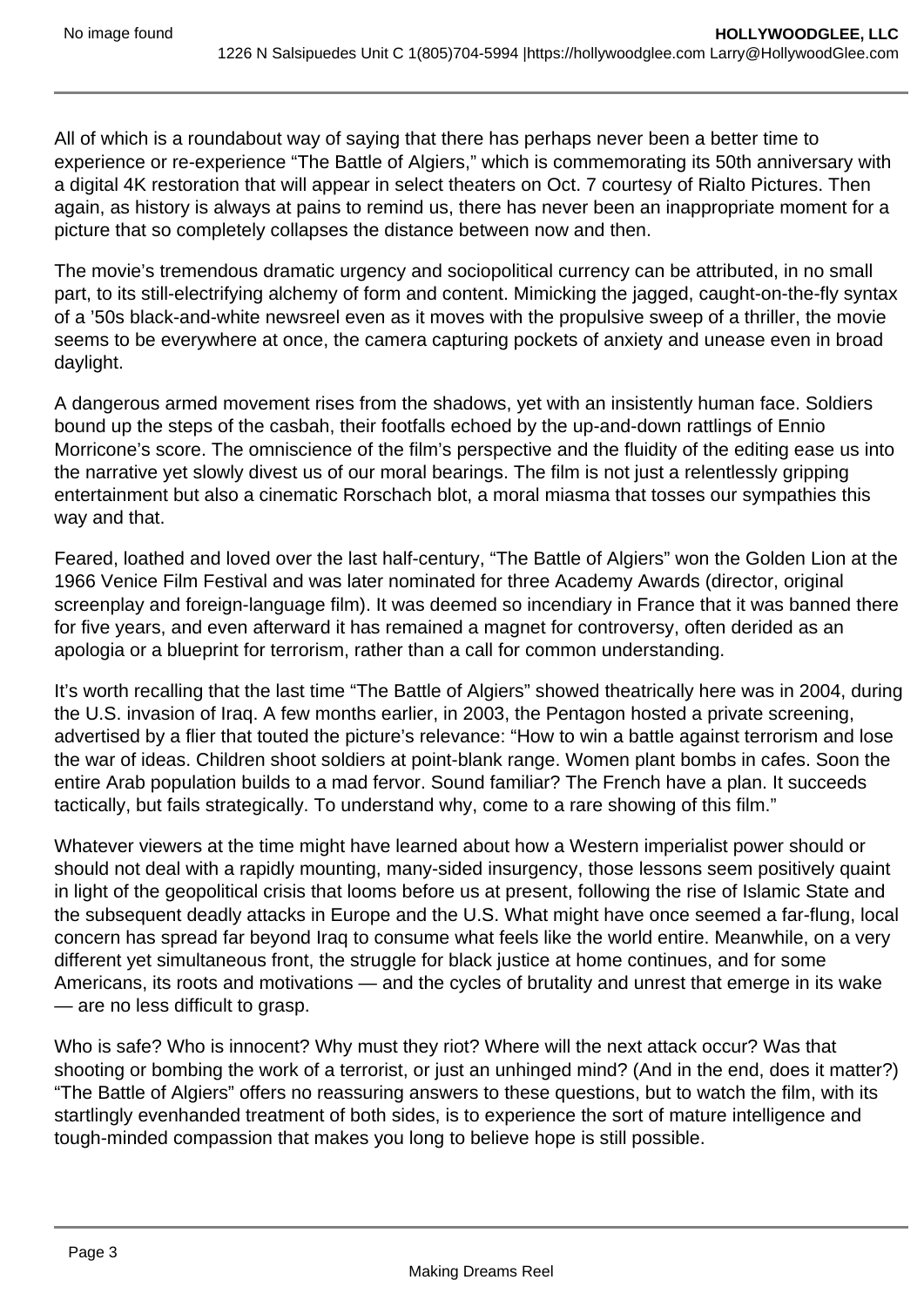All of which is a roundabout way of saying that there has perhaps never been a better time to experience or re-experience “The Battle of Algiers,” which is commemorating its 50th anniversary with a digital 4K restoration that will appear in select theaters on Oct. 7 courtesy of Rialto Pictures. Then again, as history is always at pains to remind us, there has never been an inappropriate moment for a picture that so completely collapses the distance between now and then.

The movie’s tremendous dramatic urgency and sociopolitical currency can be attributed, in no small part, to its still-electrifying alchemy of form and content. Mimicking the jagged, caught-on-the-fly syntax of a ’50s black-and-white newsreel even as it moves with the propulsive sweep of a thriller, the movie seems to be everywhere at once, the camera capturing pockets of anxiety and unease even in broad daylight.

A dangerous armed movement rises from the shadows, yet with an insistently human face. Soldiers bound up the steps of the casbah, their footfalls echoed by the up-and-down rattlings of Ennio Morricone’s score. The omniscience of the film’s perspective and the fluidity of the editing ease us into the narrative yet slowly divest us of our moral bearings. The film is not just a relentlessly gripping entertainment but also a cinematic Rorschach blot, a moral miasma that tosses our sympathies this way and that.

Feared, loathed and loved over the last half-century, “The Battle of Algiers” won the Golden Lion at the 1966 Venice Film Festival and was later nominated for three Academy Awards (director, original screenplay and foreign-language film). It was deemed so incendiary in France that it was banned there for five years, and even afterward it has remained a magnet for controversy, often derided as an apologia or a blueprint for terrorism, rather than a call for common understanding.

It’s worth recalling that the last time “The Battle of Algiers” showed theatrically here was in 2004, during the U.S. invasion of Iraq. A few months earlier, in 2003, the Pentagon hosted a private screening, advertised by a flier that touted the picture’s relevance: “How to win a battle against terrorism and lose the war of ideas. Children shoot soldiers at point-blank range. Women plant bombs in cafes. Soon the entire Arab population builds to a mad fervor. Sound familiar? The French have a plan. It succeeds tactically, but fails strategically. To understand why, come to a rare showing of this film.”

Whatever viewers at the time might have learned about how a Western imperialist power should or should not deal with a rapidly mounting, many-sided insurgency, those lessons seem positively quaint in light of the geopolitical crisis that looms before us at present, following the rise of Islamic State and the subsequent deadly attacks in Europe and the U.S. What might have once seemed a far-flung, local concern has spread far beyond Iraq to consume what feels like the world entire. Meanwhile, on a very different yet simultaneous front, the struggle for black justice at home continues, and for some Americans, its roots and motivations — and the cycles of brutality and unrest that emerge in its wake — are no less difficult to grasp.

Who is safe? Who is innocent? Why must they riot? Where will the next attack occur? Was that shooting or bombing the work of a terrorist, or just an unhinged mind? (And in the end, does it matter?) “The Battle of Algiers” offers no reassuring answers to these questions, but to watch the film, with its startlingly evenhanded treatment of both sides, is to experience the sort of mature intelligence and tough-minded compassion that makes you long to believe hope is still possible.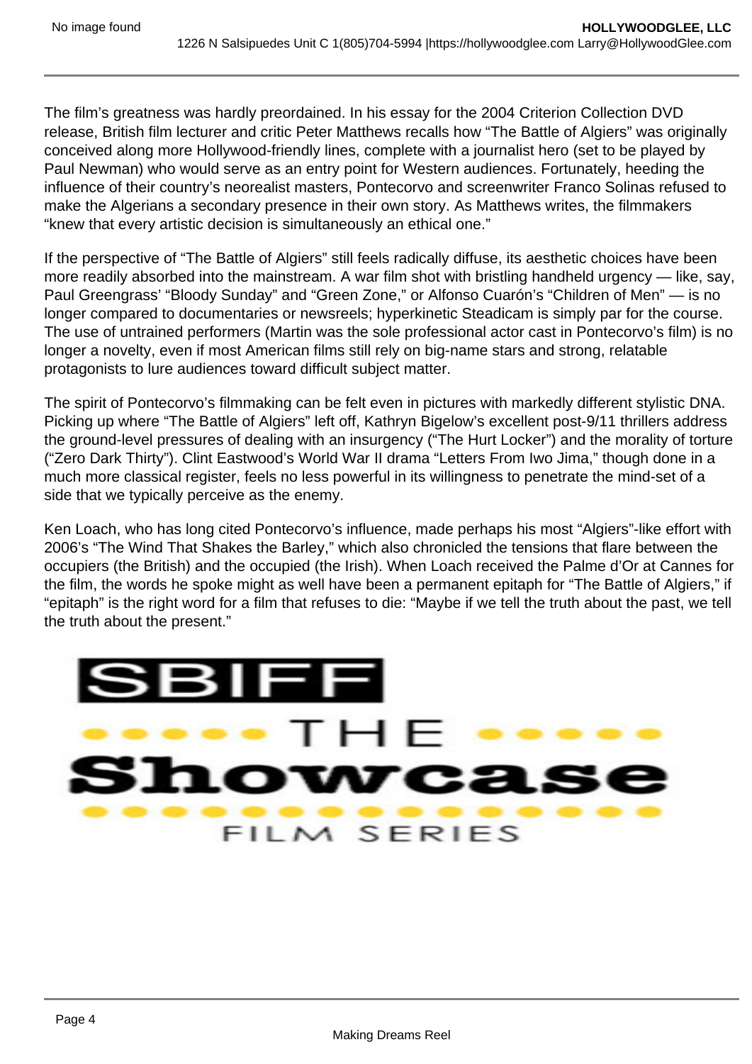The film's greatness was hardly preordained. In his essay for the 2004 Criterion Collection DVD release, British film lecturer and critic Peter Matthews recalls how "The Battle of Algiers" was originally conceived along more Hollywood-friendly lines, complete with a journalist hero (set to be played by Paul Newman) who would serve as an entry point for Western audiences. Fortunately, heeding the influence of their country's neorealist masters, Pontecorvo and screenwriter Franco Solinas refused to make the Algerians a secondary presence in their own story. As Matthews writes, the filmmakers "knew that every artistic decision is simultaneously an ethical one."

If the perspective of "The Battle of Algiers" still feels radically diffuse, its aesthetic choices have been more readily absorbed into the mainstream. A war film shot with bristling handheld urgency — like, say, Paul Greengrass' "Bloody Sunday" and "Green Zone," or Alfonso Cuarón's "Children of Men" — is no longer compared to documentaries or newsreels; hyperkinetic Steadicam is simply par for the course. The use of untrained performers (Martin was the sole professional actor cast in Pontecorvo's film) is no longer a novelty, even if most American films still rely on big-name stars and strong, relatable protagonists to lure audiences toward difficult subject matter.

The spirit of Pontecorvo's filmmaking can be felt even in pictures with markedly different stylistic DNA. Picking up where "The Battle of Algiers" left off, Kathryn Bigelow's excellent post-9/11 thrillers address the ground-level pressures of dealing with an insurgency ("The Hurt Locker") and the morality of torture ("Zero Dark Thirty"). Clint Eastwood's World War II drama "Letters From Iwo Jima," though done in a much more classical register, feels no less powerful in its willingness to penetrate the mind-set of a side that we typically perceive as the enemy.

Ken Loach, who has long cited Pontecorvo's influence, made perhaps his most "Algiers"-like effort with 2006's "The Wind That Shakes the Barley," which also chronicled the tensions that flare between the occupiers (the British) and the occupied (the Irish). When Loach received the Palme d'Or at Cannes for the film, the words he spoke might as well have been a permanent epitaph for "The Battle of Algiers," if "epitaph" is the right word for a film that refuses to die: "Maybe if we tell the truth about the past, we tell the truth about the present."

SBIFF THE Showcase FILM SERIES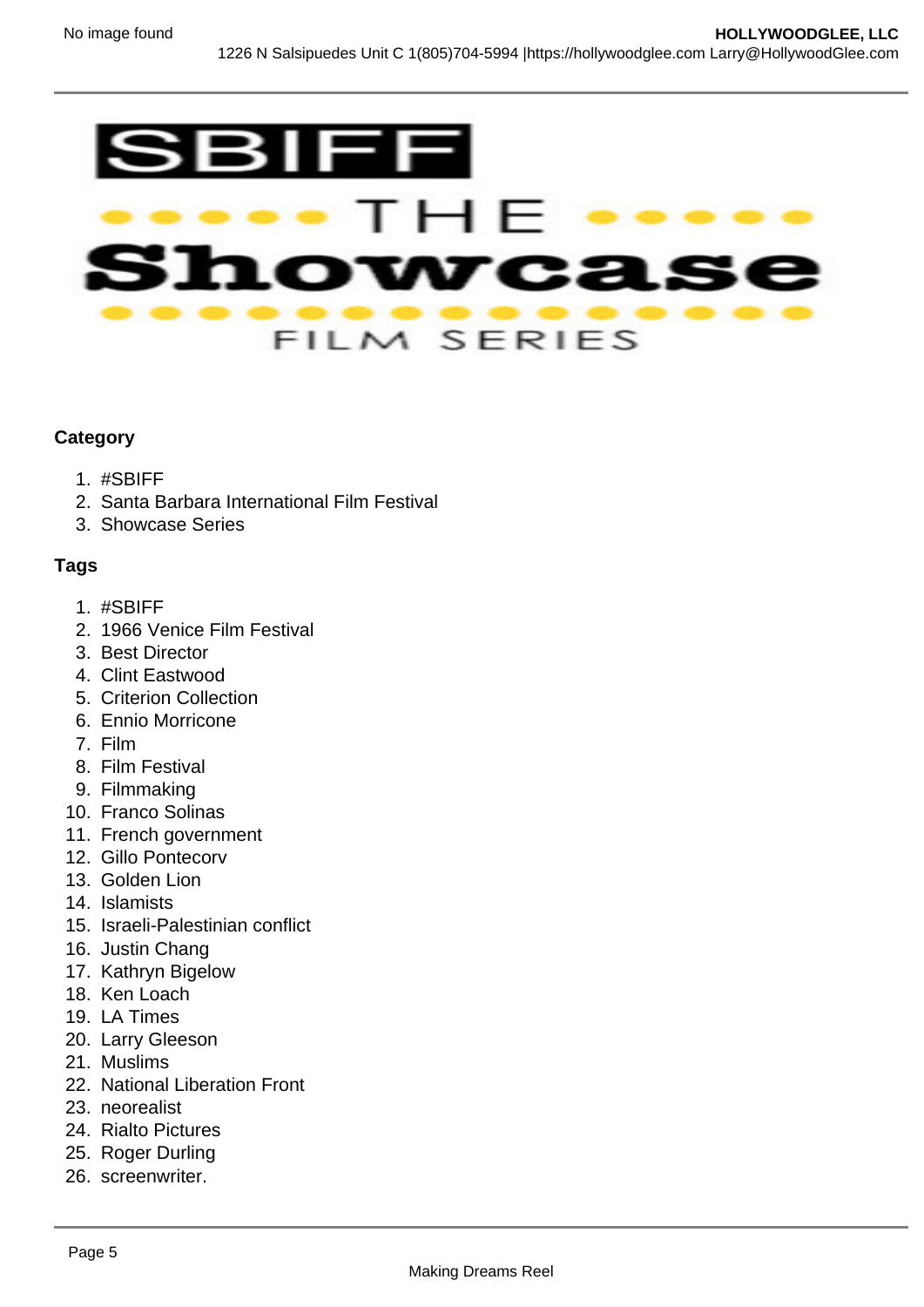**Category**

1. #SBIFF
2. Santa Barbara International Film Festival
3. Showcase Series

**Tags**

1. #SBIFF
2. 1966 Venice Film Festival
3. Best Director
4. Clint Eastwood
5. Criterion Collection
6. Ennio Morricone
7. Film
8. Film Festival
9. Filmmaking
10. Franco Solinas
11. French government
12. Gillo Pontecorv
13. Golden Lion
14. Islamists
15. Israeli-Palestinian conflict
16. Justin Chang
17. Kathryn Bigelow
18. Ken Loach
19. LA Times
20. Larry Gleeson
21. Muslims
22. National Liberation Front
23. neorealist
24. Rialto Pictures
25. Roger Durling
26. screenwriter.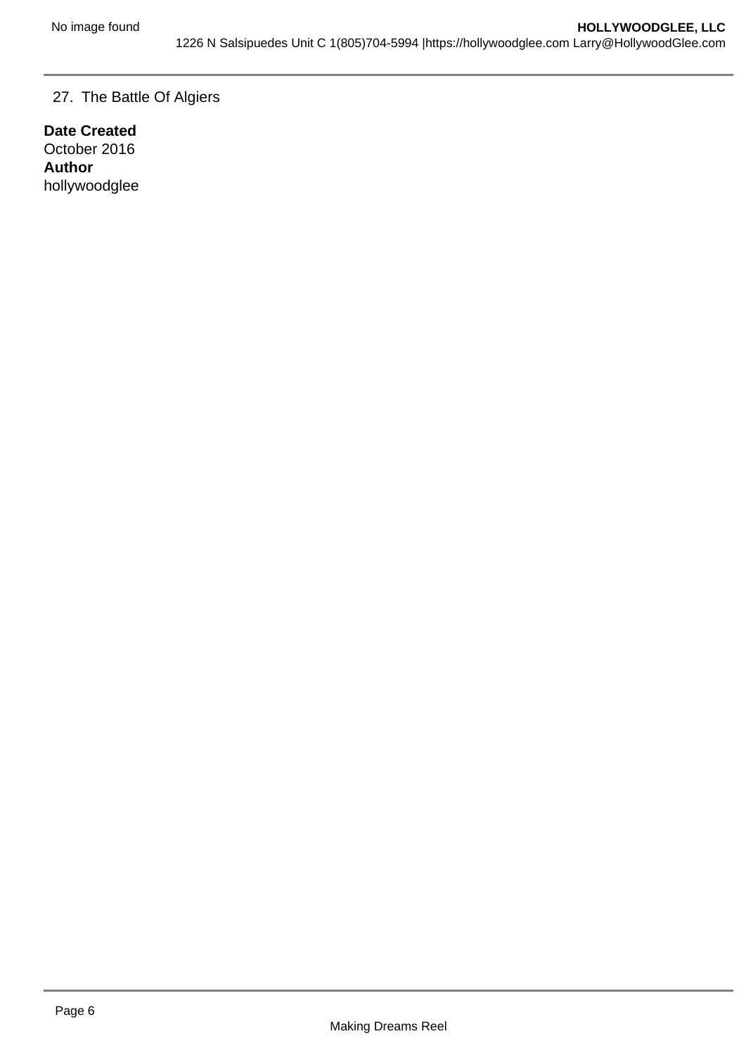27. The Battle Of Algiers

**Date Created**
October 2016
**Author**
hollywoodglee